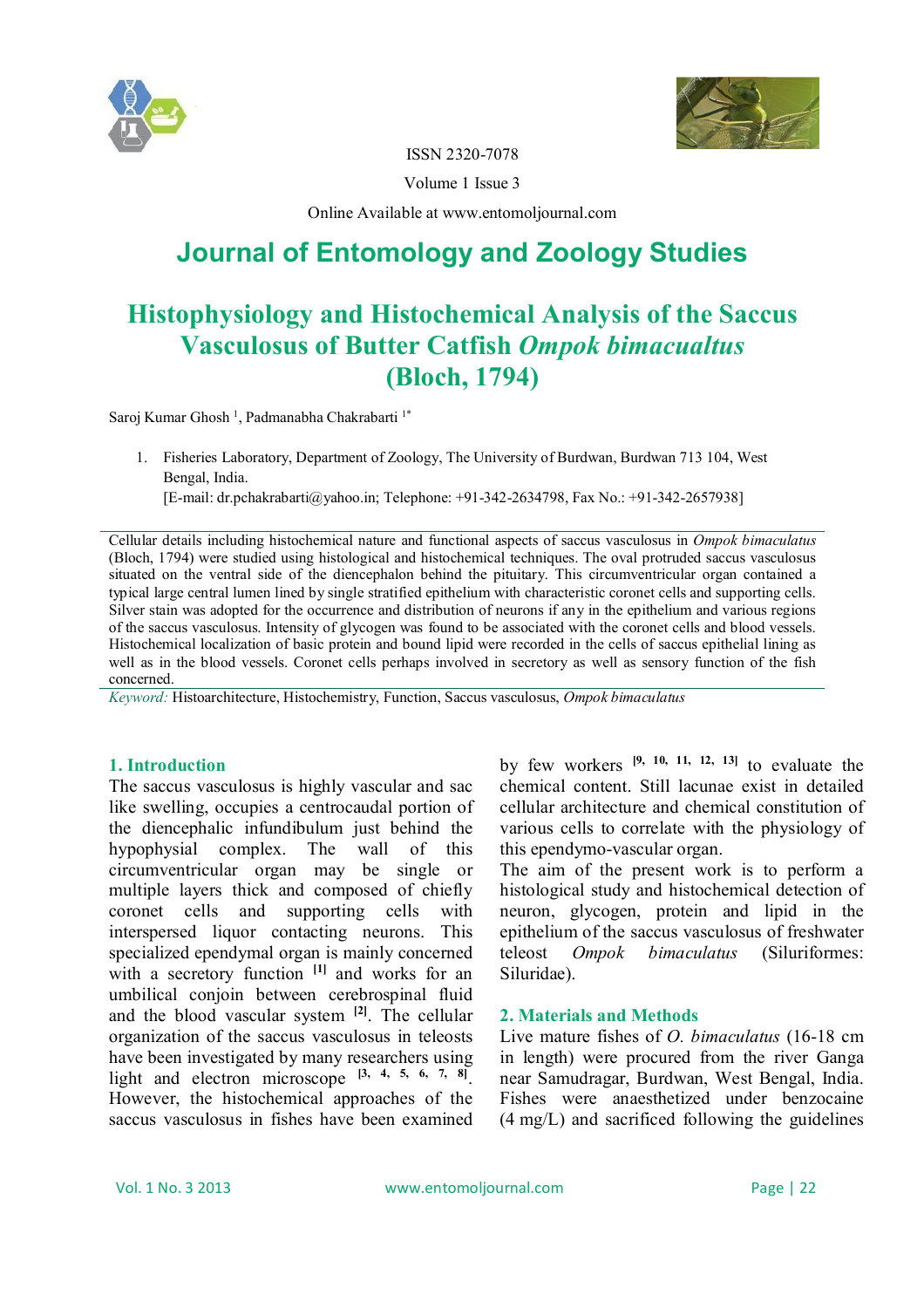ISSN 2320-7078

Volume 1 Issue 3

Online Available at www.entomoljournal.com

# Journal of Entomology and Zoology Studies

# Histophysiology and Histochemical Analysis of the Saccus Vasculosus of Butter Catfish *Ompok bimacualtus* (Bloch, 1794)

Saroj Kumar Ghosh [1], Padmanabha Chakrabarti [1*]

1. Fisheries Laboratory, Department of Zoology, The University of Burdwan, Burdwan 713 104, West Bengal, India.
[E-mail: dr.pchakrabarti@yahoo.in; Telephone: +91-342-2634798, Fax No.: +91-342-2657938]

Cellular details including histochemical nature and functional aspects of saccus vasculosus in *Ompok bimaculatus* (Bloch, 1794) were studied using histological and histochemical techniques. The oval protruded saccus vasculosus situated on the ventral side of the diencephalon behind the pituitary. This circumventricular organ contained a typical large central lumen lined by single stratified epithelium with characteristic coronet cells and supporting cells. Silver stain was adopted for the occurrence and distribution of neurons if any in the epithelium and various regions of the saccus vasculosus. Intensity of glycogen was found to be associated with the coronet cells and blood vessels. Histochemical localization of basic protein and bound lipid were recorded in the cells of saccus epithelial lining as well as in the blood vessels. Coronet cells perhaps involved in secretory as well as sensory function of the fish concerned.

*Keyword:* Histoarchitecture, Histochemistry, Function, Saccus vasculosus, *Ompok bimaculatus*

## 1. Introduction

The saccus vasculosus is highly vascular and sac like swelling, occupies a centrocaudal portion of the diencephalic infundibulum just behind the hypophysial complex. The wall of this circumventricular organ may be single or multiple layers thick and composed of chiefly coronet cells and supporting cells with interspersed liquor contacting neurons. This specialized ependymal organ is mainly concerned with a secretory function [1] and works for an umbilical conjoin between cerebrospinal fluid and the blood vascular system [2]. The cellular organization of the saccus vasculosus in teleosts have been investigated by many researchers using light and electron microscope [3, 4, 5, 6, 7, 8]. However, the histochemical approaches of the saccus vasculosus in fishes have been examined by few workers [9, 10, 11, 12, 13] to evaluate the chemical content. Still lacunae exist in detailed cellular architecture and chemical constitution of various cells to correlate with the physiology of this ependymo-vascular organ.

The aim of the present work is to perform a histological study and histochemical detection of neuron, glycogen, protein and lipid in the epithelium of the saccus vasculosus of freshwater teleost *Ompok bimaculatus* (Siluriformes: Siluridae).

## 2. Materials and Methods

Live mature fishes of *O. bimaculatus* (16-18 cm in length) were procured from the river Ganga near Samudragar, Burdwan, West Bengal, India. Fishes were anaesthetized under benzocaine (4 mg/L) and sacrificed following the guidelines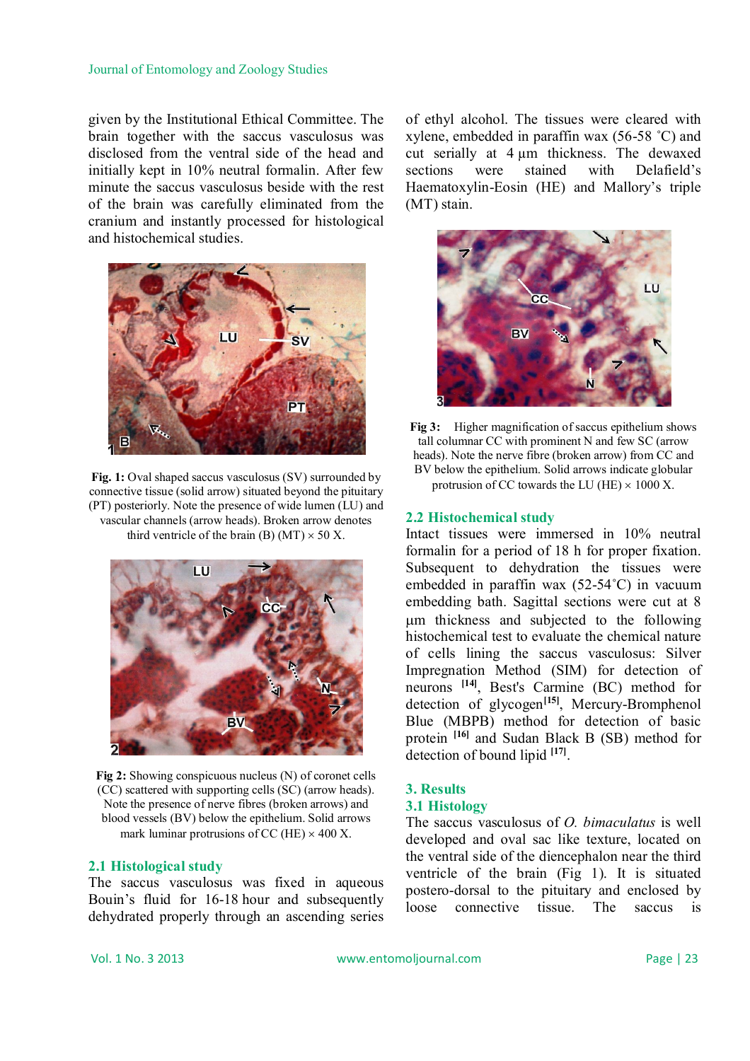given by the Institutional Ethical Committee. The brain together with the saccus vasculosus was disclosed from the ventral side of the head and initially kept in 10% neutral formalin. After few minute the saccus vasculosus beside with the rest of the brain was carefully eliminated from the cranium and instantly processed for histological and histochemical studies.

**Fig. 1:** Oval shaped saccus vasculosus (SV) surrounded by connective tissue (solid arrow) situated beyond the pituitary (PT) posteriorly. Note the presence of wide lumen (LU) and vascular channels (arrow heads). Broken arrow denotes third ventricle of the brain (B) (MT) × 50 X.

**Fig 2:** Showing conspicuous nucleus (N) of coronet cells (CC) scattered with supporting cells (SC) (arrow heads). Note the presence of nerve fibres (broken arrows) and blood vessels (BV) below the epithelium. Solid arrows mark luminar protrusions of CC (HE) × 400 X.

## 2.1 Histological study

The saccus vasculosus was fixed in aqueous Bouin's fluid for 16-18 hour and subsequently dehydrated properly through an ascending series of ethyl alcohol. The tissues were cleared with xylene, embedded in paraffin wax (56-58 ˚C) and cut serially at 4 µm thickness. The dewaxed sections were stained with Delafield's Haematoxylin-Eosin (HE) and Mallory's triple (MT) stain.

**Fig 3:** Higher magnification of saccus epithelium shows tall columnar CC with prominent N and few SC (arrow heads). Note the nerve fibre (broken arrow) from CC and BV below the epithelium. Solid arrows indicate globular protrusion of CC towards the LU (HE) × 1000 X.

## 2.2 Histochemical study

Intact tissues were immersed in 10% neutral formalin for a period of 18 h for proper fixation. Subsequent to dehydration the tissues were embedded in paraffin wax (52-54˚C) in vacuum embedding bath. Sagittal sections were cut at 8 µm thickness and subjected to the following histochemical test to evaluate the chemical nature of cells lining the saccus vasculosus: Silver Impregnation Method (SIM) for detection of neurons [14], Best's Carmine (BC) method for detection of glycogen[15], Mercury-Bromphenol Blue (MBPB) method for detection of basic protein [16] and Sudan Black B (SB) method for detection of bound lipid [17].

# 3. Results

## 3.1 Histology

The saccus vasculosus of *O. bimaculatus* is well developed and oval sac like texture, located on the ventral side of the diencephalon near the third ventricle of the brain (Fig 1). It is situated postero-dorsal to the pituitary and enclosed by loose connective tissue. The saccus is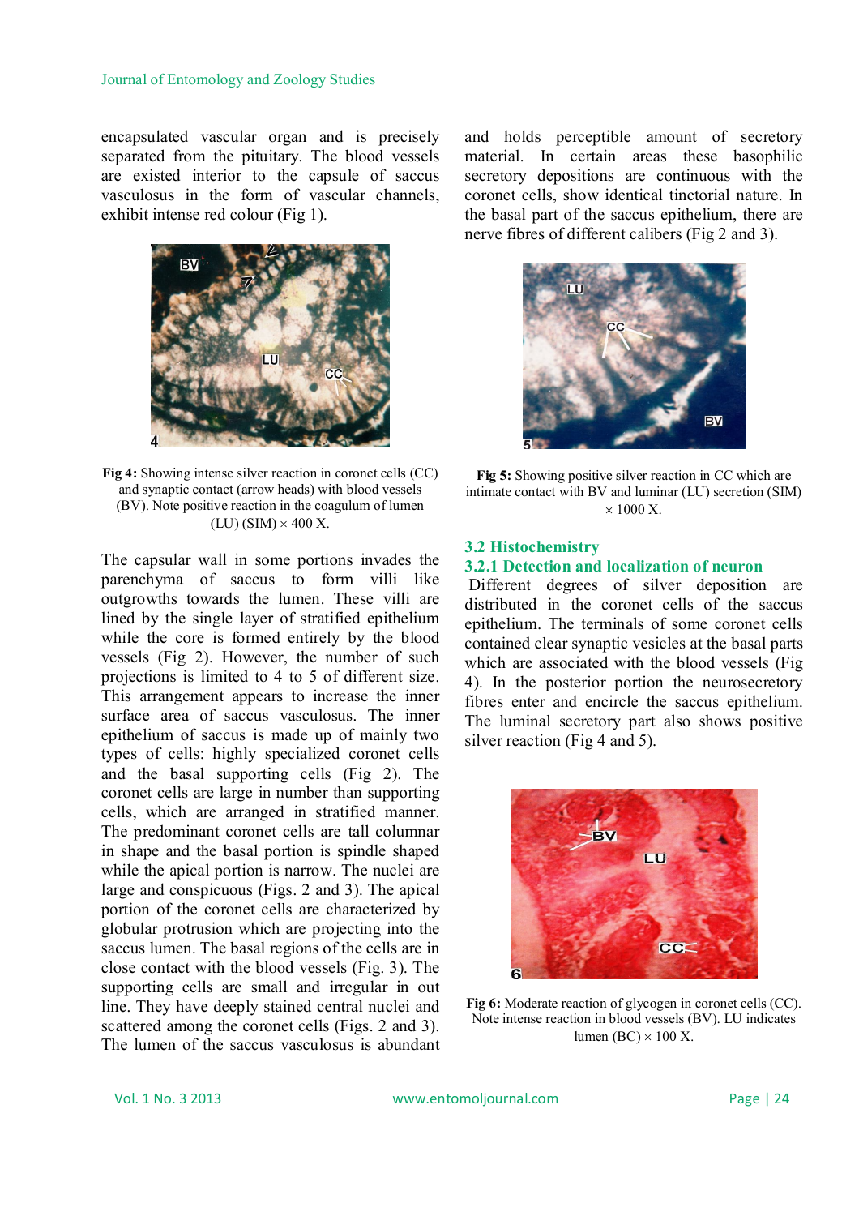encapsulated vascular organ and is precisely separated from the pituitary. The blood vessels are existed interior to the capsule of saccus vasculosus in the form of vascular channels, exhibit intense red colour (Fig 1).

**Fig 4:** Showing intense silver reaction in coronet cells (CC) and synaptic contact (arrow heads) with blood vessels (BV). Note positive reaction in the coagulum of lumen (LU) (SIM) × 400 X.

The capsular wall in some portions invades the parenchyma of saccus to form villi like outgrowths towards the lumen. These villi are lined by the single layer of stratified epithelium while the core is formed entirely by the blood vessels (Fig 2). However, the number of such projections is limited to 4 to 5 of different size. This arrangement appears to increase the inner surface area of saccus vasculosus. The inner epithelium of saccus is made up of mainly two types of cells: highly specialized coronet cells and the basal supporting cells (Fig 2). The coronet cells are large in number than supporting cells, which are arranged in stratified manner. The predominant coronet cells are tall columnar in shape and the basal portion is spindle shaped while the apical portion is narrow. The nuclei are large and conspicuous (Figs. 2 and 3). The apical portion of the coronet cells are characterized by globular protrusion which are projecting into the saccus lumen. The basal regions of the cells are in close contact with the blood vessels (Fig. 3). The supporting cells are small and irregular in out line. They have deeply stained central nuclei and scattered among the coronet cells (Figs. 2 and 3). The lumen of the saccus vasculosus is abundant and holds perceptible amount of secretory material. In certain areas these basophilic secretory depositions are continuous with the coronet cells, show identical tinctorial nature. In the basal part of the saccus epithelium, there are nerve fibres of different calibers (Fig 2 and 3).

**Fig 5:** Showing positive silver reaction in CC which are intimate contact with BV and luminar (LU) secretion (SIM) × 1000 X.

### 3.2 Histochemistry

#### 3.2.1 Detection and localization of neuron

Different degrees of silver deposition are distributed in the coronet cells of the saccus epithelium. The terminals of some coronet cells contained clear synaptic vesicles at the basal parts which are associated with the blood vessels (Fig 4). In the posterior portion the neurosecretory fibres enter and encircle the saccus epithelium. The luminal secretory part also shows positive silver reaction (Fig 4 and 5).

**Fig 6:** Moderate reaction of glycogen in coronet cells (CC). Note intense reaction in blood vessels (BV). LU indicates lumen (BC) × 100 X.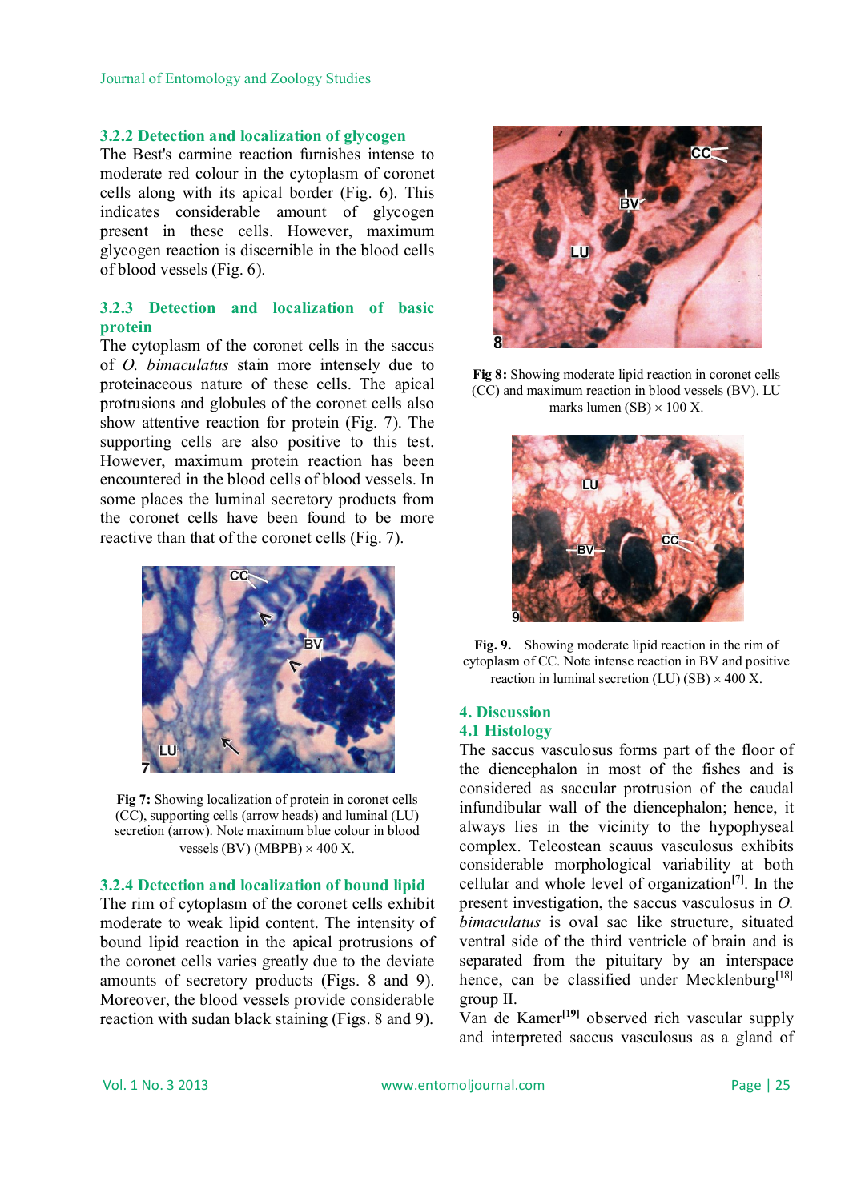### 3.2.2 Detection and localization of glycogen

The Best's carmine reaction furnishes intense to moderate red colour in the cytoplasm of coronet cells along with its apical border (Fig. 6). This indicates considerable amount of glycogen present in these cells. However, maximum glycogen reaction is discernible in the blood cells of blood vessels (Fig. 6).

### 3.2.3 Detection and localization of basic protein

The cytoplasm of the coronet cells in the saccus of *O. bimaculatus* stain more intensely due to proteinaceous nature of these cells. The apical protrusions and globules of the coronet cells also show attentive reaction for protein (Fig. 7). The supporting cells are also positive to this test. However, maximum protein reaction has been encountered in the blood cells of blood vessels. In some places the luminal secretory products from the coronet cells have been found to be more reactive than that of the coronet cells (Fig. 7).

**Fig 7:** Showing localization of protein in coronet cells (CC), supporting cells (arrow heads) and luminal (LU) secretion (arrow). Note maximum blue colour in blood vessels (BV) (MBPB) × 400 X.

### 3.2.4 Detection and localization of bound lipid

The rim of cytoplasm of the coronet cells exhibit moderate to weak lipid content. The intensity of bound lipid reaction in the apical protrusions of the coronet cells varies greatly due to the deviate amounts of secretory products (Figs. 8 and 9). Moreover, the blood vessels provide considerable reaction with sudan black staining (Figs. 8 and 9).

**Fig 8:** Showing moderate lipid reaction in coronet cells (CC) and maximum reaction in blood vessels (BV). LU marks lumen (SB) × 100 X.

**Fig. 9.** Showing moderate lipid reaction in the rim of cytoplasm of CC. Note intense reaction in BV and positive reaction in luminal secretion (LU) (SB) × 400 X.

## 4. Discussion

### 4.1 Histology

The saccus vasculosus forms part of the floor of the diencephalon in most of the fishes and is considered as saccular protrusion of the caudal infundibular wall of the diencephalon; hence, it always lies in the vicinity to the hypophyseal complex. Teleostean scauus vasculosus exhibits considerable morphological variability at both cellular and whole level of organization[7]. In the present investigation, the saccus vasculosus in *O. bimaculatus* is oval sac like structure, situated ventral side of the third ventricle of brain and is separated from the pituitary by an interspace hence, can be classified under Mecklenburg[18] group II.

Van de Kamer[19] observed rich vascular supply and interpreted saccus vasculosus as a gland of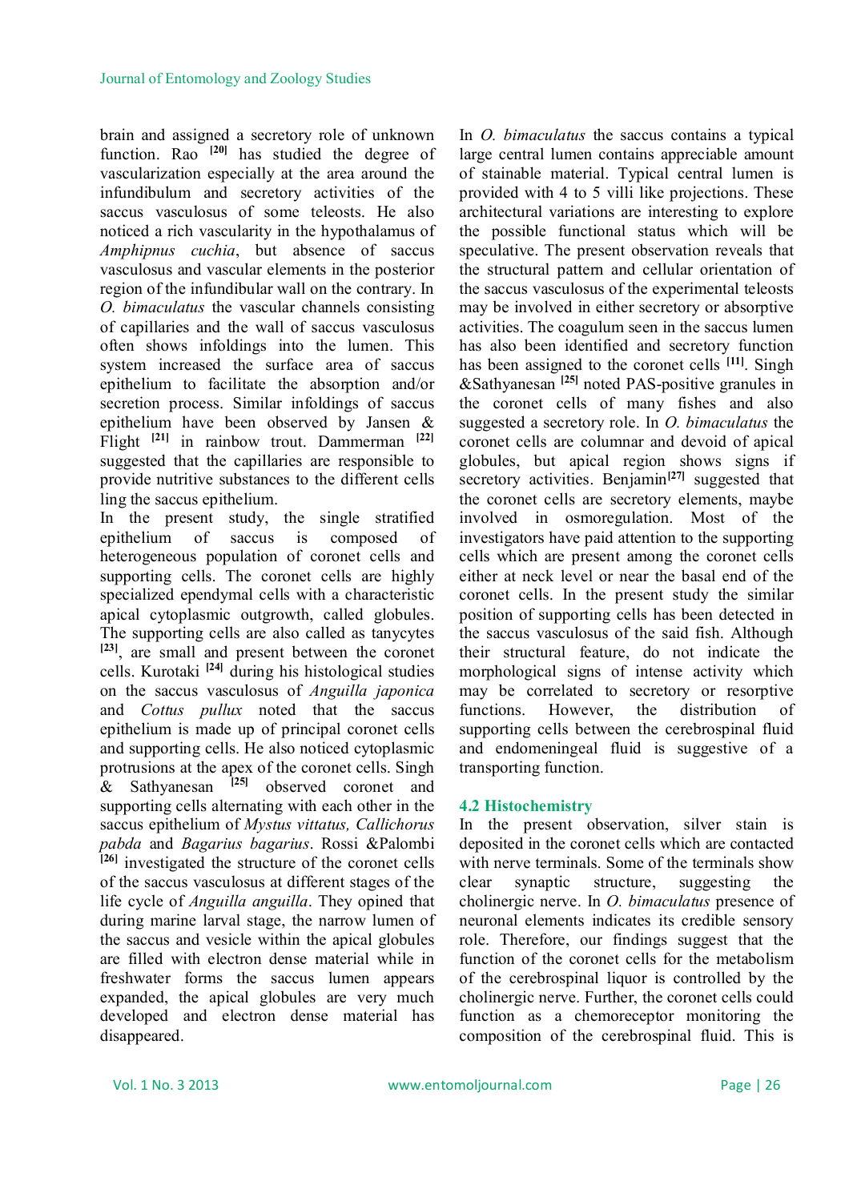brain and assigned a secretory role of unknown function. Rao [20] has studied the degree of vascularization especially at the area around the infundibulum and secretory activities of the saccus vasculosus of some teleosts. He also noticed a rich vascularity in the hypothalamus of *Amphipnus cuchia*, but absence of saccus vasculosus and vascular elements in the posterior region of the infundibular wall on the contrary. In *O. bimaculatus* the vascular channels consisting of capillaries and the wall of saccus vasculosus often shows infoldings into the lumen. This system increased the surface area of saccus epithelium to facilitate the absorption and/or secretion process. Similar infoldings of saccus epithelium have been observed by Jansen & Flight [21] in rainbow trout. Dammerman [22] suggested that the capillaries are responsible to provide nutritive substances to the different cells ling the saccus epithelium.

In the present study, the single stratified epithelium of saccus is composed of heterogeneous population of coronet cells and supporting cells. The coronet cells are highly specialized ependymal cells with a characteristic apical cytoplasmic outgrowth, called globules. The supporting cells are also called as tanycytes [23], are small and present between the coronet cells. Kurotaki [24] during his histological studies on the saccus vasculosus of *Anguilla japonica* and *Cottus pullux* noted that the saccus epithelium is made up of principal coronet cells and supporting cells. He also noticed cytoplasmic protrusions at the apex of the coronet cells. Singh & Sathyanesan [25] observed coronet and supporting cells alternating with each other in the saccus epithelium of *Mystus vittatus, Callichorus pabda* and *Bagarius bagarius*. Rossi &Palombi [26] investigated the structure of the coronet cells of the saccus vasculosus at different stages of the life cycle of *Anguilla anguilla*. They opined that during marine larval stage, the narrow lumen of the saccus and vesicle within the apical globules are filled with electron dense material while in freshwater forms the saccus lumen appears expanded, the apical globules are very much developed and electron dense material has disappeared.

In *O. bimaculatus* the saccus contains a typical large central lumen contains appreciable amount of stainable material. Typical central lumen is provided with 4 to 5 villi like projections. These architectural variations are interesting to explore the possible functional status which will be speculative. The present observation reveals that the structural pattern and cellular orientation of the saccus vasculosus of the experimental teleosts may be involved in either secretory or absorptive activities. The coagulum seen in the saccus lumen has also been identified and secretory function has been assigned to the coronet cells [11]. Singh &Sathyanesan [25] noted PAS-positive granules in the coronet cells of many fishes and also suggested a secretory role. In *O. bimaculatus* the coronet cells are columnar and devoid of apical globules, but apical region shows signs if secretory activities. Benjamin[27] suggested that the coronet cells are secretory elements, maybe involved in osmoregulation. Most of the investigators have paid attention to the supporting cells which are present among the coronet cells either at neck level or near the basal end of the coronet cells. In the present study the similar position of supporting cells has been detected in the saccus vasculosus of the said fish. Although their structural feature, do not indicate the morphological signs of intense activity which may be correlated to secretory or resorptive functions. However, the distribution of supporting cells between the cerebrospinal fluid and endomeningeal fluid is suggestive of a transporting function.

## 4.2 Histochemistry

In the present observation, silver stain is deposited in the coronet cells which are contacted with nerve terminals. Some of the terminals show clear synaptic structure, suggesting the cholinergic nerve. In *O. bimaculatus* presence of neuronal elements indicates its credible sensory role. Therefore, our findings suggest that the function of the coronet cells for the metabolism of the cerebrospinal liquor is controlled by the cholinergic nerve. Further, the coronet cells could function as a chemoreceptor monitoring the composition of the cerebrospinal fluid. This is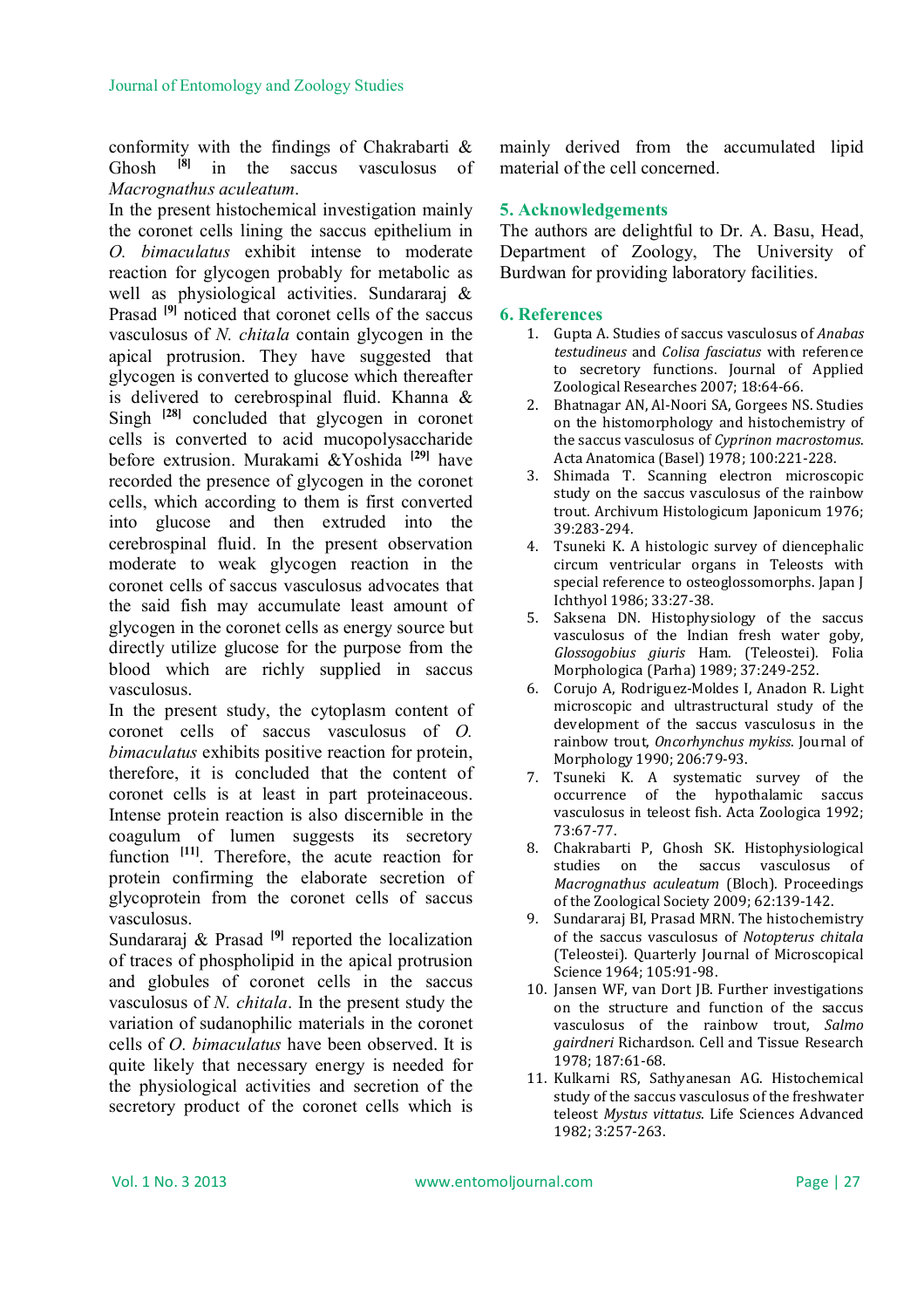conformity with the findings of Chakrabarti & Ghosh [8] in the saccus vasculosus of *Macrognathus aculeatum*.

In the present histochemical investigation mainly the coronet cells lining the saccus epithelium in *O. bimaculatus* exhibit intense to moderate reaction for glycogen probably for metabolic as well as physiological activities. Sundararaj & Prasad [9] noticed that coronet cells of the saccus vasculosus of *N. chitala* contain glycogen in the apical protrusion. They have suggested that glycogen is converted to glucose which thereafter is delivered to cerebrospinal fluid. Khanna & Singh [28] concluded that glycogen in coronet cells is converted to acid mucopolysaccharide before extrusion. Murakami &Yoshida [29] have recorded the presence of glycogen in the coronet cells, which according to them is first converted into glucose and then extruded into the cerebrospinal fluid. In the present observation moderate to weak glycogen reaction in the coronet cells of saccus vasculosus advocates that the said fish may accumulate least amount of glycogen in the coronet cells as energy source but directly utilize glucose for the purpose from the blood which are richly supplied in saccus vasculosus.

In the present study, the cytoplasm content of coronet cells of saccus vasculosus of *O. bimaculatus* exhibits positive reaction for protein, therefore, it is concluded that the content of coronet cells is at least in part proteinaceous. Intense protein reaction is also discernible in the coagulum of lumen suggests its secretory function [11]. Therefore, the acute reaction for protein confirming the elaborate secretion of glycoprotein from the coronet cells of saccus vasculosus.

Sundararaj & Prasad [9] reported the localization of traces of phospholipid in the apical protrusion and globules of coronet cells in the saccus vasculosus of *N. chitala*. In the present study the variation of sudanophilic materials in the coronet cells of *O. bimaculatus* have been observed. It is quite likely that necessary energy is needed for the physiological activities and secretion of the secretory product of the coronet cells which is mainly derived from the accumulated lipid material of the cell concerned.

## 5. Acknowledgements

The authors are delightful to Dr. A. Basu, Head, Department of Zoology, The University of Burdwan for providing laboratory facilities.

## 6. References

1. Gupta A. Studies of saccus vasculosus of *Anabas testudineus* and *Colisa fasciatus* with reference to secretory functions. Journal of Applied Zoological Researches 2007; 18:64-66.
2. Bhatnagar AN, Al-Noori SA, Gorgees NS. Studies on the histomorphology and histochemistry of the saccus vasculosus of *Cyprinon macrostomus*. Acta Anatomica (Basel) 1978; 100:221-228.
3. Shimada T. Scanning electron microscopic study on the saccus vasculosus of the rainbow trout. Archivum Histologicum Japonicum 1976; 39:283-294.
4. Tsuneki K. A histologic survey of diencephalic circum ventricular organs in Teleosts with special reference to osteoglossomorphs. Japan J Ichthyol 1986; 33:27-38.
5. Saksena DN. Histophysiology of the saccus vasculosus of the Indian fresh water goby, *Glossogobius giuris* Ham. (Teleostei). Folia Morphologica (Parha) 1989; 37:249-252.
6. Corujo A, Rodriguez-Moldes I, Anadon R. Light microscopic and ultrastructural study of the development of the saccus vasculosus in the rainbow trout, *Oncorhynchus mykiss*. Journal of Morphology 1990; 206:79-93.
7. Tsuneki K. A systematic survey of the occurrence of the hypothalamic saccus vasculosus in teleost fish. Acta Zoologica 1992; 73:67-77.
8. Chakrabarti P, Ghosh SK. Histophysiological studies on the saccus vasculosus of *Macrognathus aculeatum* (Bloch). Proceedings of the Zoological Society 2009; 62:139-142.
9. Sundararaj BI, Prasad MRN. The histochemistry of the saccus vasculosus of *Notopterus chitala* (Teleostei). Quarterly Journal of Microscopical Science 1964; 105:91-98.
10. Jansen WF, van Dort JB. Further investigations on the structure and function of the saccus vasculosus of the rainbow trout, *Salmo gairdneri* Richardson. Cell and Tissue Research 1978; 187:61-68.
11. Kulkarni RS, Sathyanesan AG. Histochemical study of the saccus vasculosus of the freshwater teleost *Mystus vittatus*. Life Sciences Advanced 1982; 3:257-263.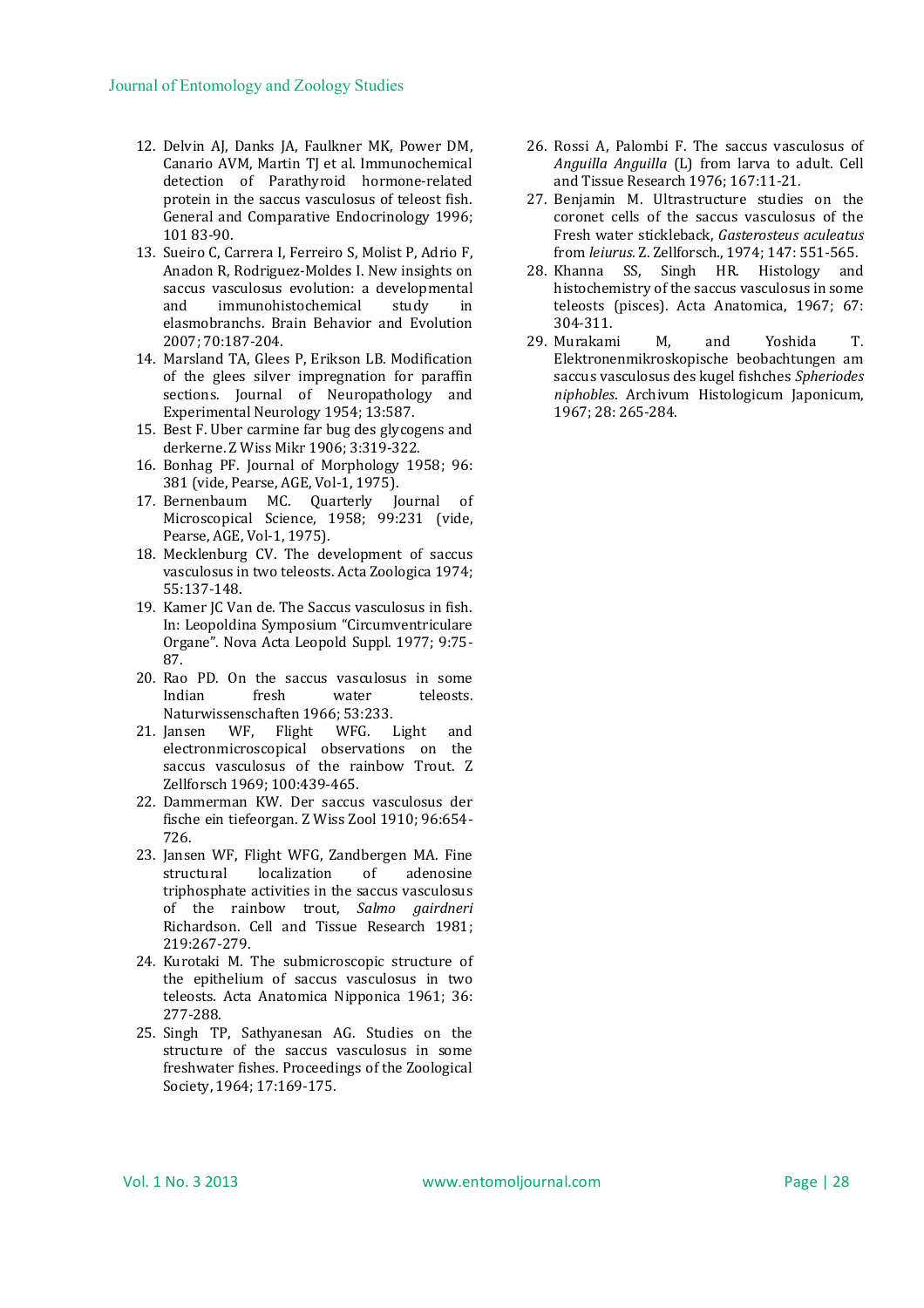12. Delvin AJ, Danks JA, Faulkner MK, Power DM, Canario AVM, Martin TJ et al. Immunochemical detection of Parathyroid hormone-related protein in the saccus vasculosus of teleost fish. General and Comparative Endocrinology 1996; 101 83-90.
13. Sueiro C, Carrera I, Ferreiro S, Molist P, Adrio F, Anadon R, Rodriguez-Moldes I. New insights on saccus vasculosus evolution: a developmental and immunohistochemical study in elasmobranchs. Brain Behavior and Evolution 2007; 70:187-204.
14. Marsland TA, Glees P, Erikson LB. Modification of the glees silver impregnation for paraffin sections. Journal of Neuropathology and Experimental Neurology 1954; 13:587.
15. Best F. Uber carmine far bug des glycogens and derkerne. Z Wiss Mikr 1906; 3:319-322.
16. Bonhag PF. Journal of Morphology 1958; 96: 381 (vide, Pearse, AGE, Vol-1, 1975).
17. Bernenbaum MC. Quarterly Journal of Microscopical Science, 1958; 99:231 (vide, Pearse, AGE, Vol-1, 1975).
18. Mecklenburg CV. The development of saccus vasculosus in two teleosts. Acta Zoologica 1974; 55:137-148.
19. Kamer JC Van de. The Saccus vasculosus in fish. In: Leopoldina Symposium "Circumventriculare Organe". Nova Acta Leopold Suppl. 1977; 9:75-87.
20. Rao PD. On the saccus vasculosus in some Indian fresh water teleosts. Naturwissenschaften 1966; 53:233.
21. Jansen WF, Flight WFG. Light and electronmicroscopical observations on the saccus vasculosus of the rainbow Trout. Z Zellforsch 1969; 100:439-465.
22. Dammerman KW. Der saccus vasculosus der fische ein tiefeorgan. Z Wiss Zool 1910; 96:654-726.
23. Jansen WF, Flight WFG, Zandbergen MA. Fine structural localization of adenosine triphosphate activities in the saccus vasculosus of the rainbow trout, *Salmo gairdneri* Richardson. Cell and Tissue Research 1981; 219:267-279.
24. Kurotaki M. The submicroscopic structure of the epithelium of saccus vasculosus in two teleosts. Acta Anatomica Nipponica 1961; 36: 277-288.
25. Singh TP, Sathyanesan AG. Studies on the structure of the saccus vasculosus in some freshwater fishes. Proceedings of the Zoological Society, 1964; 17:169-175.
26. Rossi A, Palombi F. The saccus vasculosus of *Anguilla Anguilla* (L) from larva to adult. Cell and Tissue Research 1976; 167:11-21.
27. Benjamin M. Ultrastructure studies on the coronet cells of the saccus vasculosus of the Fresh water stickleback, *Gasterosteus aculeatus* from *leiurus*. Z. Zellforsch., 1974; 147: 551-565.
28. Khanna SS, Singh HR. Histology and histochemistry of the saccus vasculosus in some teleosts (pisces). Acta Anatomica, 1967; 67: 304-311.
29. Murakami M, and Yoshida T. Elektronenmikroskopische beobachtungen am saccus vasculosus des kugel fishches *Spheriodes niphobles*. Archivum Histologicum Japonicum, 1967; 28: 265-284.